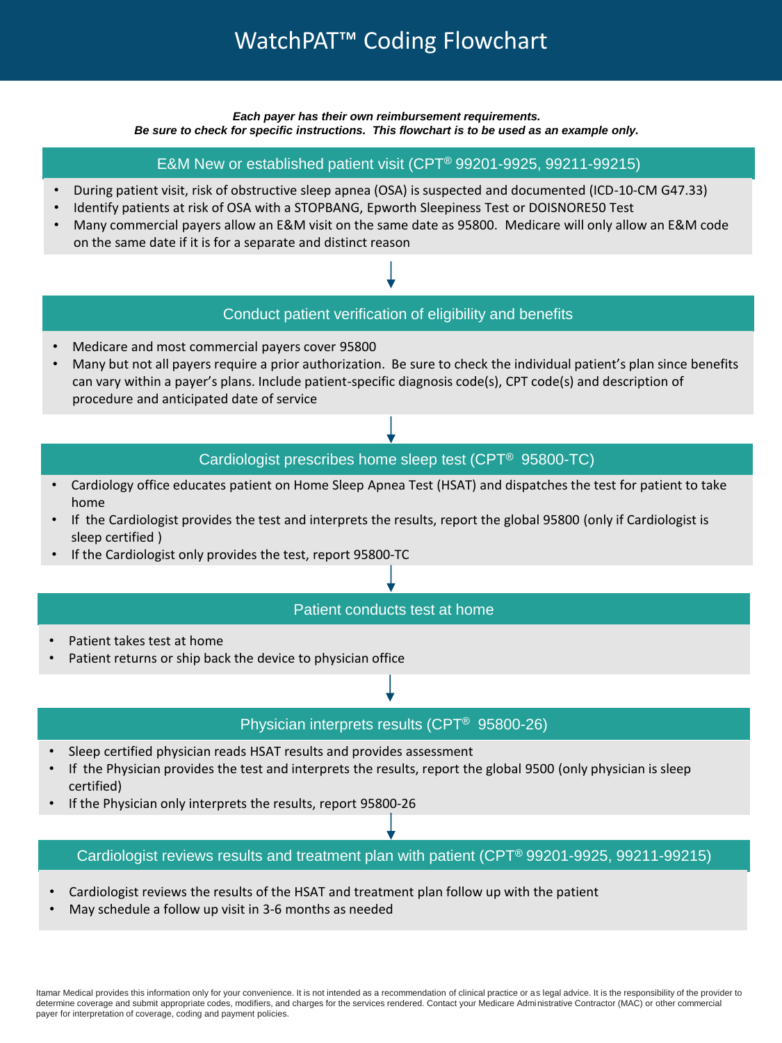# WatchPAT™ Coding Flowchart

***Each payer has their own reimbursement requirements.***
***Be sure to check for specific instructions. This flowchart is to be used as an example only.***

## E&M New or established patient visit (CPT® 99201-9925, 99211-99215)

- During patient visit, risk of obstructive sleep apnea (OSA) is suspected and documented (ICD-10-CM G47.33)
- Identify patients at risk of OSA with a STOPBANG, Epworth Sleepiness Test or DOISNORE50 Test
- Many commercial payers allow an E&M visit on the same date as 95800. Medicare will only allow an E&M code on the same date if it is for a separate and distinct reason

↓

## Conduct patient verification of eligibility and benefits

- Medicare and most commercial payers cover 95800
- Many but not all payers require a prior authorization. Be sure to check the individual patient's plan since benefits can vary within a payer's plans. Include patient-specific diagnosis code(s), CPT code(s) and description of procedure and anticipated date of service

↓

## Cardiologist prescribes home sleep test (CPT® 95800-TC)

- Cardiology office educates patient on Home Sleep Apnea Test (HSAT) and dispatches the test for patient to take home
- If the Cardiologist provides the test and interprets the results, report the global 95800 (only if Cardiologist is sleep certified )
- If the Cardiologist only provides the test, report 95800-TC

↓

## Patient conducts test at home

- Patient takes test at home
- Patient returns or ship back the device to physician office

↓

## Physician interprets results (CPT® 95800-26)

- Sleep certified physician reads HSAT results and provides assessment
- If the Physician provides the test and interprets the results, report the global 9500 (only physician is sleep certified)
- If the Physician only interprets the results, report 95800-26

↓

## Cardiologist reviews results and treatment plan with patient (CPT® 99201-9925, 99211-99215)

- Cardiologist reviews the results of the HSAT and treatment plan follow up with the patient
- May schedule a follow up visit in 3-6 months as needed

Itamar Medical provides this information only for your convenience. It is not intended as a recommendation of clinical practice or as legal advice. It is the responsibility of the provider to determine coverage and submit appropriate codes, modifiers, and charges for the services rendered. Contact your Medicare Administrative Contractor (MAC) or other commercial payer for interpretation of coverage, coding and payment policies.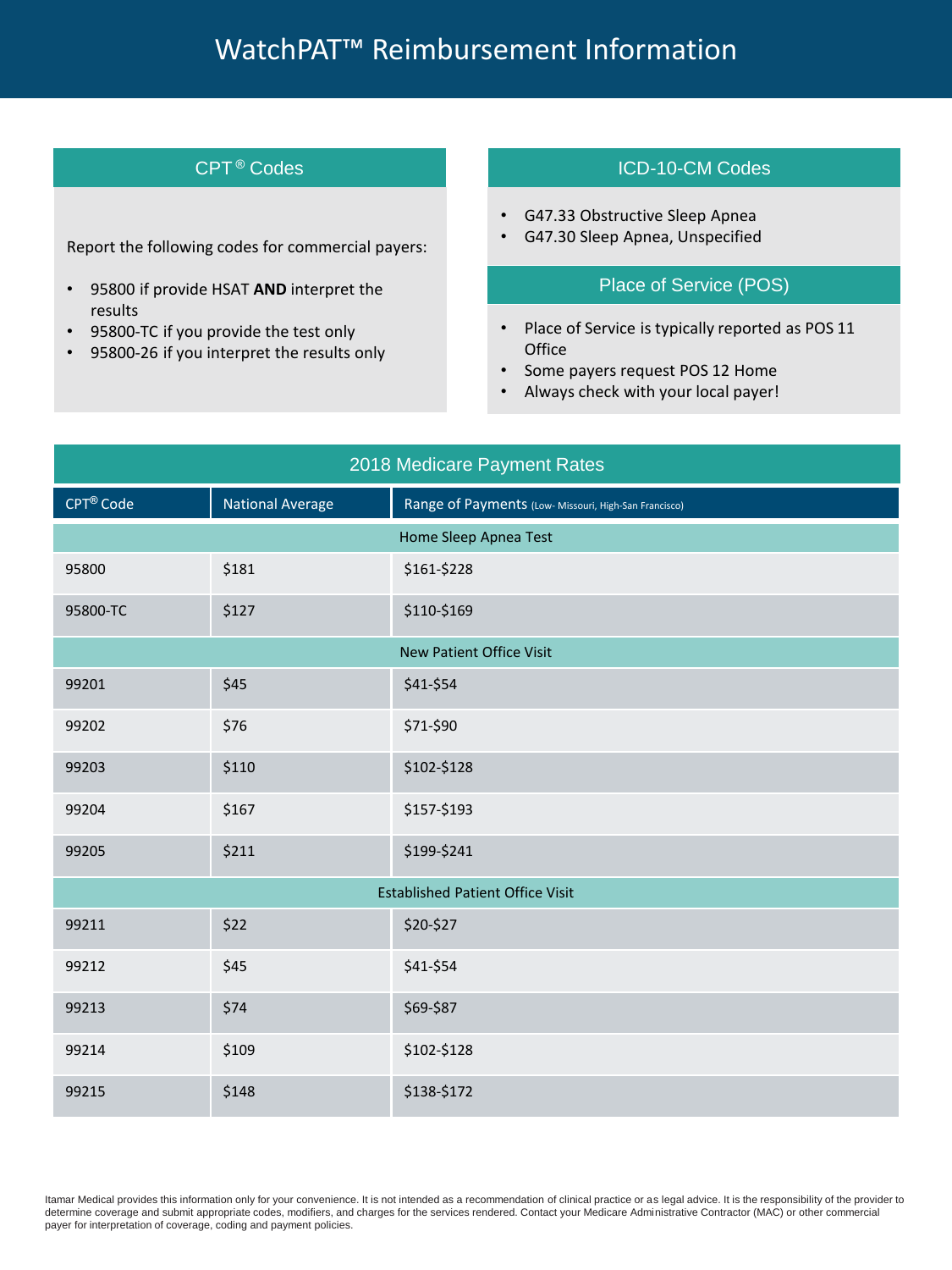# WatchPAT™ Reimbursement Information

## CPT® Codes

Report the following codes for commercial payers:

- 95800 if provide HSAT **AND** interpret the results
- 95800-TC if you provide the test only
- 95800-26 if you interpret the results only

## ICD-10-CM Codes

- G47.33 Obstructive Sleep Apnea
- G47.30 Sleep Apnea, Unspecified

## Place of Service (POS)

- Place of Service is typically reported as POS 11 Office
- Some payers request POS 12 Home
- Always check with your local payer!

## 2018 Medicare Payment Rates

| CPT® Code | National Average | Range of Payments (Low- Missouri, High-San Francisco) |
|---|---|---|
| **Home Sleep Apnea Test** | | |
| 95800 | $181 | $161-$228 |
| 95800-TC | $127 | $110-$169 |
| **New Patient Office Visit** | | |
| 99201 | $45 | $41-$54 |
| 99202 | $76 | $71-$90 |
| 99203 | $110 | $102-$128 |
| 99204 | $167 | $157-$193 |
| 99205 | $211 | $199-$241 |
| **Established Patient Office Visit** | | |
| 99211 | $22 | $20-$27 |
| 99212 | $45 | $41-$54 |
| 99213 | $74 | $69-$87 |
| 99214 | $109 | $102-$128 |
| 99215 | $148 | $138-$172 |

Itamar Medical provides this information only for your convenience. It is not intended as a recommendation of clinical practice or as legal advice. It is the responsibility of the provider to determine coverage and submit appropriate codes, modifiers, and charges for the services rendered. Contact your Medicare Administrative Contractor (MAC) or other commercial payer for interpretation of coverage, coding and payment policies.